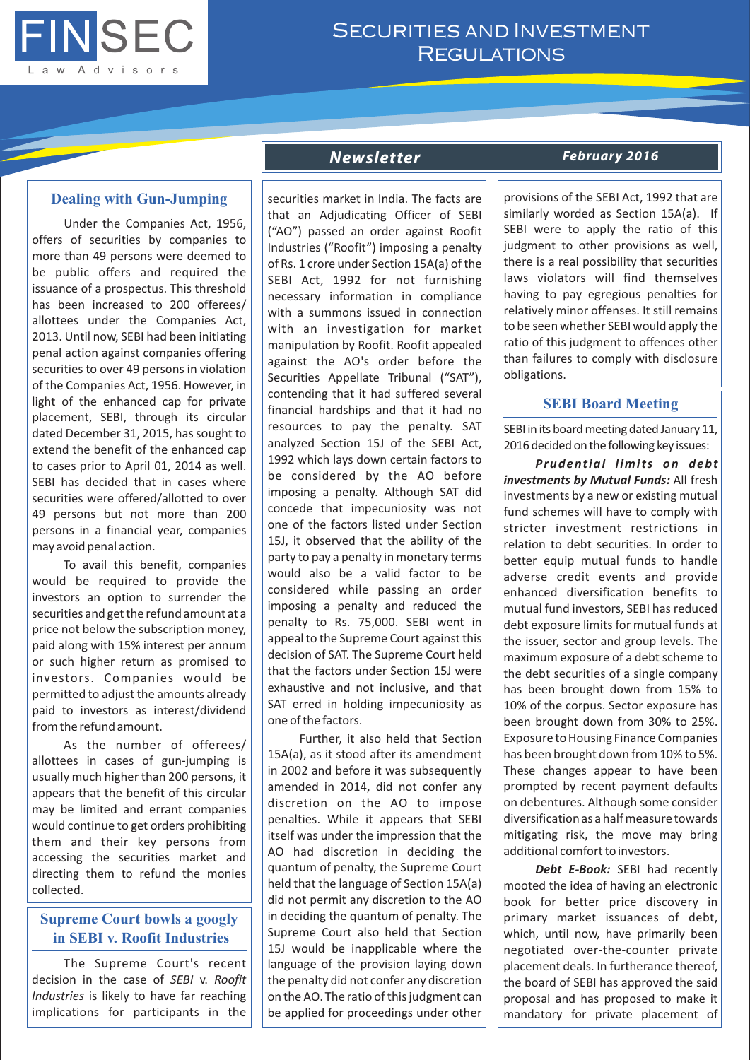# FINSEC Law Advisors

## Securities and Investment Regulations

**Newsletter** — **February 2016**

## Dealing with Gun-Jumping

Under the Companies Act, 1956, offers of securities by companies to more than 49 persons were deemed to be public offers and required the issuance of a prospectus. This threshold has been increased to 200 offerees/ allottees under the Companies Act, 2013. Until now, SEBI had been initiating penal action against companies offering securities to over 49 persons in violation of the Companies Act, 1956. However, in light of the enhanced cap for private placement, SEBI, through its circular dated December 31, 2015, has sought to extend the benefit of the enhanced cap to cases prior to April 01, 2014 as well. SEBI has decided that in cases where securities were offered/allotted to over 49 persons but not more than 200 persons in a financial year, companies may avoid penal action.

To avail this benefit, companies would be required to provide the investors an option to surrender the securities and get the refund amount at a price not below the subscription money, paid along with 15% interest per annum or such higher return as promised to investors. Companies would be permitted to adjust the amounts already paid to investors as interest/dividend from the refund amount.

As the number of offerees/ allottees in cases of gun-jumping is usually much higher than 200 persons, it appears that the benefit of this circular may be limited and errant companies would continue to get orders prohibiting them and their key persons from accessing the securities market and directing them to refund the monies collected.

## Supreme Court bowls a googly in SEBI v. Roofit Industries

The Supreme Court's recent decision in the case of *SEBI* v. *Roofit Industries* is likely to have far reaching implications for participants in the securities market in India. The facts are that an Adjudicating Officer of SEBI ("AO") passed an order against Roofit Industries ("Roofit") imposing a penalty of Rs. 1 crore under Section 15A(a) of the SEBI Act, 1992 for not furnishing necessary information in compliance with a summons issued in connection with an investigation for market manipulation by Roofit. Roofit appealed against the AO's order before the Securities Appellate Tribunal ("SAT"), contending that it had suffered several financial hardships and that it had no resources to pay the penalty. SAT analyzed Section 15J of the SEBI Act, 1992 which lays down certain factors to be considered by the AO before imposing a penalty. Although SAT did concede that impecuniosity was not one of the factors listed under Section 15J, it observed that the ability of the party to pay a penalty in monetary terms would also be a valid factor to be considered while passing an order imposing a penalty and reduced the penalty to Rs. 75,000. SEBI went in appeal to the Supreme Court against this decision of SAT. The Supreme Court held that the factors under Section 15J were exhaustive and not inclusive, and that SAT erred in holding impecuniosity as one of the factors.

Further, it also held that Section 15A(a), as it stood after its amendment in 2002 and before it was subsequently amended in 2014, did not confer any discretion on the AO to impose penalties. While it appears that SEBI itself was under the impression that the AO had discretion in deciding the quantum of penalty, the Supreme Court held that the language of Section 15A(a) did not permit any discretion to the AO in deciding the quantum of penalty. The Supreme Court also held that Section 15J would be inapplicable where the language of the provision laying down the penalty did not confer any discretion on the AO. The ratio of this judgment can be applied for proceedings under other provisions of the SEBI Act, 1992 that are similarly worded as Section 15A(a). If SEBI were to apply the ratio of this judgment to other provisions as well, there is a real possibility that securities laws violators will find themselves having to pay egregious penalties for relatively minor offenses. It still remains to be seen whether SEBI would apply the ratio of this judgment to offences other than failures to comply with disclosure obligations.

## SEBI Board Meeting

SEBI in its board meeting dated January 11, 2016 decided on the following key issues:

***Prudential limits on debt investments by Mutual Funds:*** All fresh investments by a new or existing mutual fund schemes will have to comply with stricter investment restrictions in relation to debt securities. In order to better equip mutual funds to handle adverse credit events and provide enhanced diversification benefits to mutual fund investors, SEBI has reduced debt exposure limits for mutual funds at the issuer, sector and group levels. The maximum exposure of a debt scheme to the debt securities of a single company has been brought down from 15% to 10% of the corpus. Sector exposure has been brought down from 30% to 25%. Exposure to Housing Finance Companies has been brought down from 10% to 5%. These changes appear to have been prompted by recent payment defaults on debentures. Although some consider diversification as a half measure towards mitigating risk, the move may bring additional comfort to investors.

***Debt E-Book:*** SEBI had recently mooted the idea of having an electronic book for better price discovery in primary market issuances of debt, which, until now, have primarily been negotiated over-the-counter private placement deals. In furtherance thereof, the board of SEBI has approved the said proposal and has proposed to make it mandatory for private placement of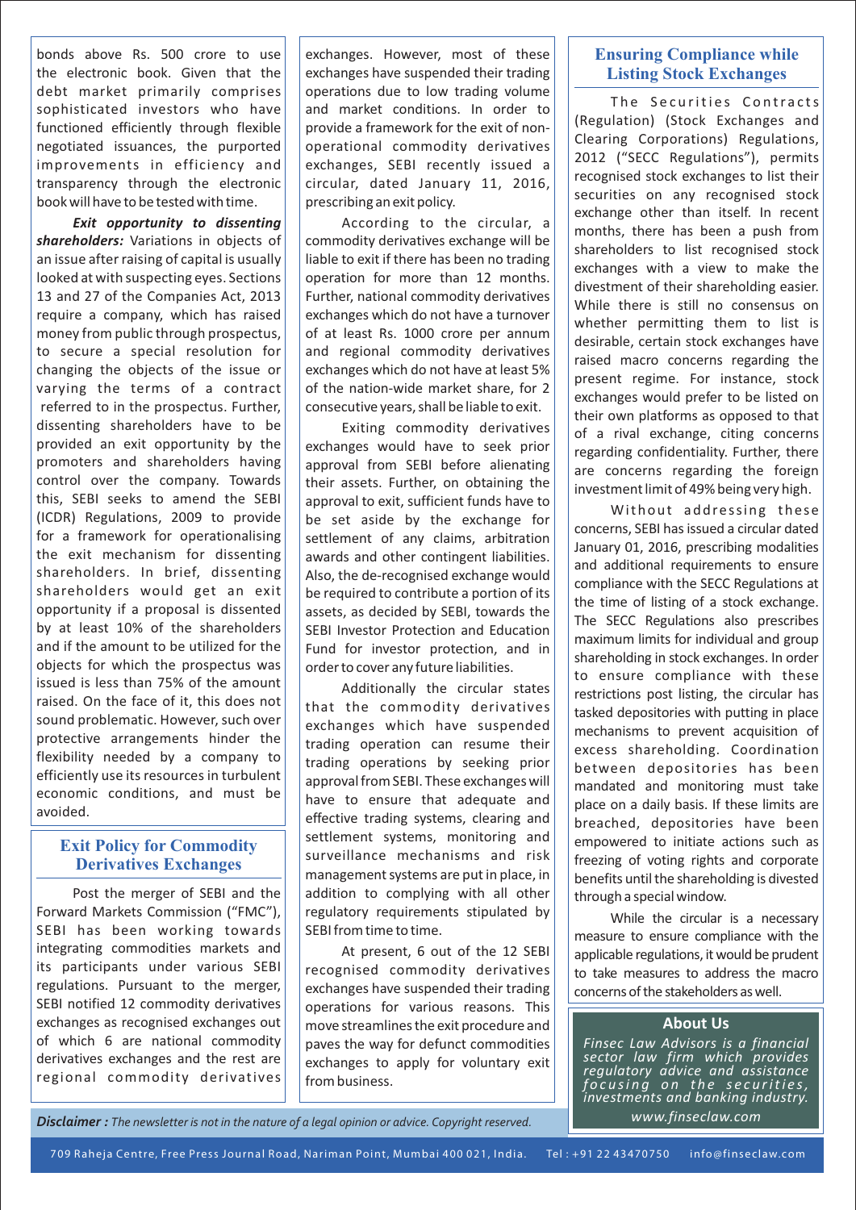bonds above Rs. 500 crore to use the electronic book. Given that the debt market primarily comprises sophisticated investors who have functioned efficiently through flexible negotiated issuances, the purported improvements in efficiency and transparency through the electronic book will have to be tested with time.

***Exit opportunity to dissenting shareholders:*** Variations in objects of an issue after raising of capital is usually looked at with suspecting eyes. Sections 13 and 27 of the Companies Act, 2013 require a company, which has raised money from public through prospectus, to secure a special resolution for changing the objects of the issue or varying the terms of a contract referred to in the prospectus. Further, dissenting shareholders have to be provided an exit opportunity by the promoters and shareholders having control over the company. Towards this, SEBI seeks to amend the SEBI (ICDR) Regulations, 2009 to provide for a framework for operationalising the exit mechanism for dissenting shareholders. In brief, dissenting shareholders would get an exit opportunity if a proposal is dissented by at least 10% of the shareholders and if the amount to be utilized for the objects for which the prospectus was issued is less than 75% of the amount raised. On the face of it, this does not sound problematic. However, such over protective arrangements hinder the flexibility needed by a company to efficiently use its resources in turbulent economic conditions, and must be avoided.

## Exit Policy for Commodity Derivatives Exchanges

Post the merger of SEBI and the Forward Markets Commission ("FMC"), SEBI has been working towards integrating commodities markets and its participants under various SEBI regulations. Pursuant to the merger, SEBI notified 12 commodity derivatives exchanges as recognised exchanges out of which 6 are national commodity derivatives exchanges and the rest are regional commodity derivatives exchanges. However, most of these exchanges have suspended their trading operations due to low trading volume and market conditions. In order to provide a framework for the exit of non-operational commodity derivatives exchanges, SEBI recently issued a circular, dated January 11, 2016, prescribing an exit policy.

According to the circular, a commodity derivatives exchange will be liable to exit if there has been no trading operation for more than 12 months. Further, national commodity derivatives exchanges which do not have a turnover of at least Rs. 1000 crore per annum and regional commodity derivatives exchanges which do not have at least 5% of the nation-wide market share, for 2 consecutive years, shall be liable to exit.

Exiting commodity derivatives exchanges would have to seek prior approval from SEBI before alienating their assets. Further, on obtaining the approval to exit, sufficient funds have to be set aside by the exchange for settlement of any claims, arbitration awards and other contingent liabilities. Also, the de-recognised exchange would be required to contribute a portion of its assets, as decided by SEBI, towards the SEBI Investor Protection and Education Fund for investor protection, and in order to cover any future liabilities.

Additionally the circular states that the commodity derivatives exchanges which have suspended trading operation can resume their trading operations by seeking prior approval from SEBI. These exchanges will have to ensure that adequate and effective trading systems, clearing and settlement systems, monitoring and surveillance mechanisms and risk management systems are put in place, in addition to complying with all other regulatory requirements stipulated by SEBI from time to time.

At present, 6 out of the 12 SEBI recognised commodity derivatives exchanges have suspended their trading operations for various reasons. This move streamlines the exit procedure and paves the way for defunct commodities exchanges to apply for voluntary exit from business.

## Ensuring Compliance while Listing Stock Exchanges

The Securities Contracts (Regulation) (Stock Exchanges and Clearing Corporations) Regulations, 2012 ("SECC Regulations"), permits recognised stock exchanges to list their securities on any recognised stock exchange other than itself. In recent months, there has been a push from shareholders to list recognised stock exchanges with a view to make the divestment of their shareholding easier. While there is still no consensus on whether permitting them to list is desirable, certain stock exchanges have raised macro concerns regarding the present regime. For instance, stock exchanges would prefer to be listed on their own platforms as opposed to that of a rival exchange, citing concerns regarding confidentiality. Further, there are concerns regarding the foreign investment limit of 49% being very high.

Without addressing these concerns, SEBI has issued a circular dated January 01, 2016, prescribing modalities and additional requirements to ensure compliance with the SECC Regulations at the time of listing of a stock exchange. The SECC Regulations also prescribes maximum limits for individual and group shareholding in stock exchanges. In order to ensure compliance with these restrictions post listing, the circular has tasked depositories with putting in place mechanisms to prevent acquisition of excess shareholding. Coordination between depositories has been mandated and monitoring must take place on a daily basis. If these limits are breached, depositories have been empowered to initiate actions such as freezing of voting rights and corporate benefits until the shareholding is divested through a special window.

While the circular is a necessary measure to ensure compliance with the applicable regulations, it would be prudent to take measures to address the macro concerns of the stakeholders as well.

### About Us

*Finsec Law Advisors is a financial sector law firm which provides regulatory advice and assistance focusing on the securities, investments and banking industry.*

*www.finseclaw.com*

***Disclaimer :*** *The newsletter is not in the nature of a legal opinion or advice. Copyright reserved.*

709 Raheja Centre, Free Press Journal Road, Nariman Point, Mumbai 400 021, India. Tel : +91 22 43470750 info@finseclaw.com